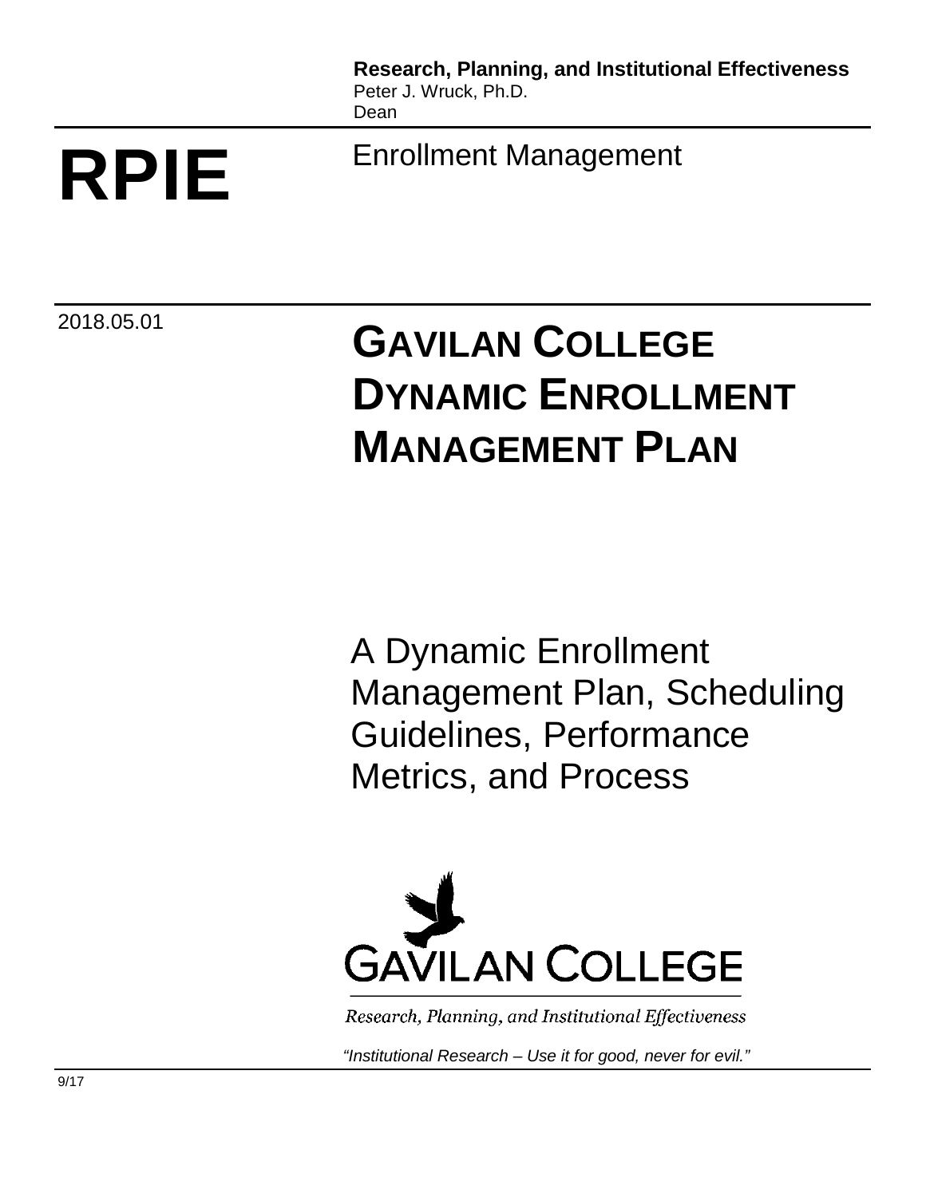**Research, Planning, and Institutional Effectiveness**
Peter J. Wruck, Ph.D.
Dean

**RPIE**

Enrollment Management

2018.05.01

# GAVILAN COLLEGE DYNAMIC ENROLLMENT MANAGEMENT PLAN

A Dynamic Enrollment Management Plan, Scheduling Guidelines, Performance Metrics, and Process

GAVILAN COLLEGE

*Research, Planning, and Institutional Effectiveness*

*"Institutional Research – Use it for good, never for evil."*

9/17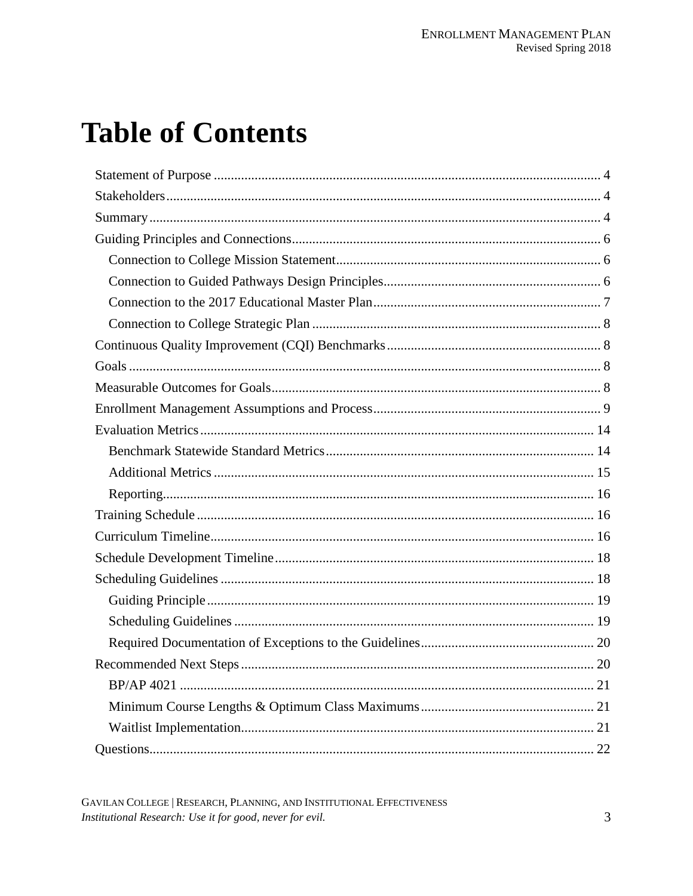# Table of Contents

- Statement of Purpose ... 4
- Stakeholders ... 4
- Summary ... 4
- Guiding Principles and Connections ... 6
  - Connection to College Mission Statement ... 6
  - Connection to Guided Pathways Design Principles ... 6
  - Connection to the 2017 Educational Master Plan ... 7
  - Connection to College Strategic Plan ... 8
- Continuous Quality Improvement (CQI) Benchmarks ... 8
- Goals ... 8
- Measurable Outcomes for Goals ... 8
- Enrollment Management Assumptions and Process ... 9
- Evaluation Metrics ... 14
  - Benchmark Statewide Standard Metrics ... 14
  - Additional Metrics ... 15
  - Reporting ... 16
- Training Schedule ... 16
- Curriculum Timeline ... 16
- Schedule Development Timeline ... 18
- Scheduling Guidelines ... 18
  - Guiding Principle ... 19
  - Scheduling Guidelines ... 19
  - Required Documentation of Exceptions to the Guidelines ... 20
- Recommended Next Steps ... 20
  - BP/AP 4021 ... 21
  - Minimum Course Lengths & Optimum Class Maximums ... 21
  - Waitlist Implementation ... 21
- Questions ... 22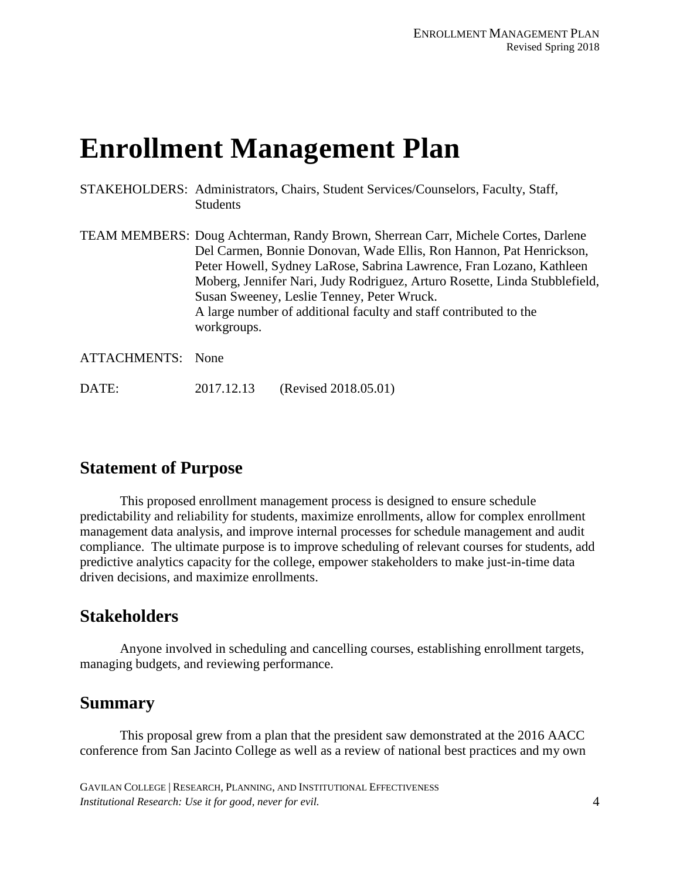# Enrollment Management Plan

STAKEHOLDERS: Administrators, Chairs, Student Services/Counselors, Faculty, Staff, Students

TEAM MEMBERS: Doug Achterman, Randy Brown, Sherrean Carr, Michele Cortes, Darlene Del Carmen, Bonnie Donovan, Wade Ellis, Ron Hannon, Pat Henrickson, Peter Howell, Sydney LaRose, Sabrina Lawrence, Fran Lozano, Kathleen Moberg, Jennifer Nari, Judy Rodriguez, Arturo Rosette, Linda Stubblefield, Susan Sweeney, Leslie Tenney, Peter Wruck.
A large number of additional faculty and staff contributed to the workgroups.

ATTACHMENTS: None

DATE: 2017.12.13 (Revised 2018.05.01)

## Statement of Purpose

This proposed enrollment management process is designed to ensure schedule predictability and reliability for students, maximize enrollments, allow for complex enrollment management data analysis, and improve internal processes for schedule management and audit compliance. The ultimate purpose is to improve scheduling of relevant courses for students, add predictive analytics capacity for the college, empower stakeholders to make just-in-time data driven decisions, and maximize enrollments.

## Stakeholders

Anyone involved in scheduling and cancelling courses, establishing enrollment targets, managing budgets, and reviewing performance.

## Summary

This proposal grew from a plan that the president saw demonstrated at the 2016 AACC conference from San Jacinto College as well as a review of national best practices and my own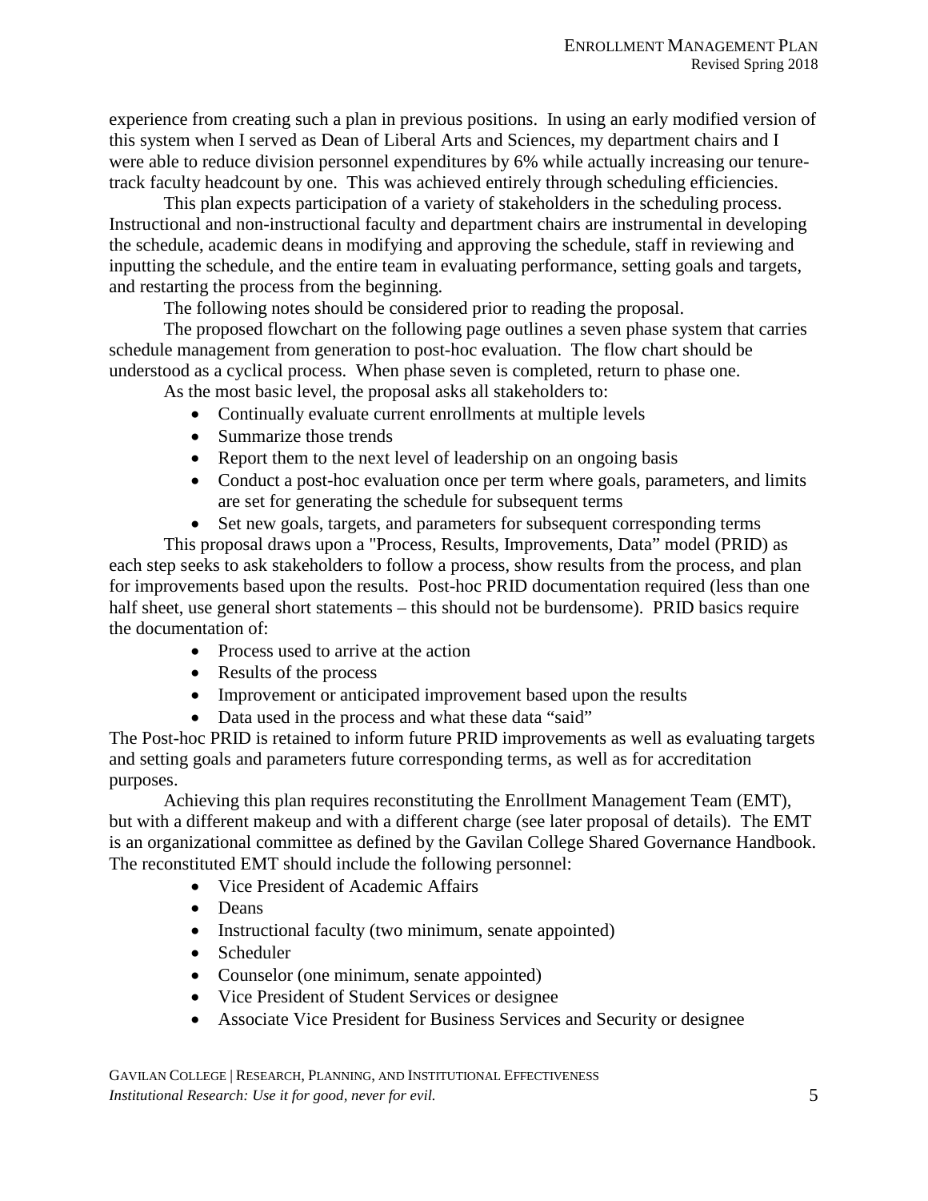experience from creating such a plan in previous positions. In using an early modified version of this system when I served as Dean of Liberal Arts and Sciences, my department chairs and I were able to reduce division personnel expenditures by 6% while actually increasing our tenure-track faculty headcount by one. This was achieved entirely through scheduling efficiencies.

This plan expects participation of a variety of stakeholders in the scheduling process. Instructional and non-instructional faculty and department chairs are instrumental in developing the schedule, academic deans in modifying and approving the schedule, staff in reviewing and inputting the schedule, and the entire team in evaluating performance, setting goals and targets, and restarting the process from the beginning.

The following notes should be considered prior to reading the proposal.

The proposed flowchart on the following page outlines a seven phase system that carries schedule management from generation to post-hoc evaluation. The flow chart should be understood as a cyclical process. When phase seven is completed, return to phase one.

As the most basic level, the proposal asks all stakeholders to:

- Continually evaluate current enrollments at multiple levels
- Summarize those trends
- Report them to the next level of leadership on an ongoing basis
- Conduct a post-hoc evaluation once per term where goals, parameters, and limits are set for generating the schedule for subsequent terms
- Set new goals, targets, and parameters for subsequent corresponding terms

This proposal draws upon a "Process, Results, Improvements, Data" model (PRID) as each step seeks to ask stakeholders to follow a process, show results from the process, and plan for improvements based upon the results. Post-hoc PRID documentation required (less than one half sheet, use general short statements – this should not be burdensome). PRID basics require the documentation of:

- Process used to arrive at the action
- Results of the process
- Improvement or anticipated improvement based upon the results
- Data used in the process and what these data "said"

The Post-hoc PRID is retained to inform future PRID improvements as well as evaluating targets and setting goals and parameters future corresponding terms, as well as for accreditation purposes.

Achieving this plan requires reconstituting the Enrollment Management Team (EMT), but with a different makeup and with a different charge (see later proposal of details). The EMT is an organizational committee as defined by the Gavilan College Shared Governance Handbook. The reconstituted EMT should include the following personnel:

- Vice President of Academic Affairs
- Deans
- Instructional faculty (two minimum, senate appointed)
- Scheduler
- Counselor (one minimum, senate appointed)
- Vice President of Student Services or designee
- Associate Vice President for Business Services and Security or designee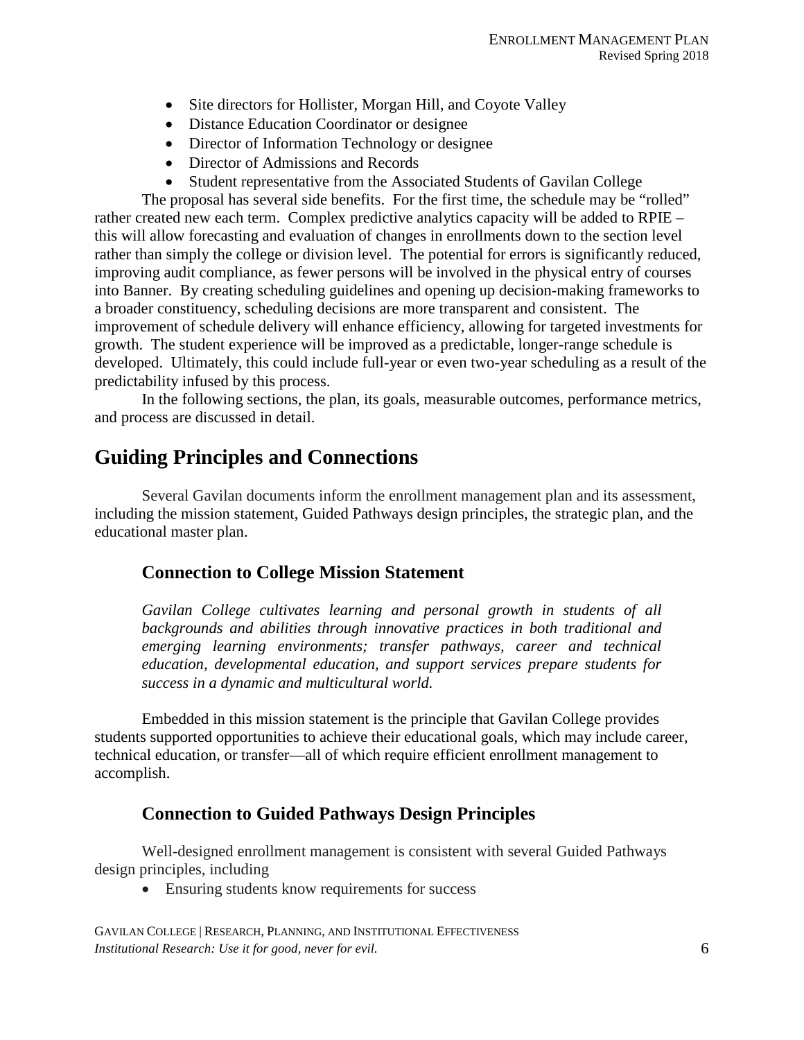- Site directors for Hollister, Morgan Hill, and Coyote Valley
- Distance Education Coordinator or designee
- Director of Information Technology or designee
- Director of Admissions and Records
- Student representative from the Associated Students of Gavilan College

The proposal has several side benefits. For the first time, the schedule may be "rolled" rather created new each term. Complex predictive analytics capacity will be added to RPIE – this will allow forecasting and evaluation of changes in enrollments down to the section level rather than simply the college or division level. The potential for errors is significantly reduced, improving audit compliance, as fewer persons will be involved in the physical entry of courses into Banner. By creating scheduling guidelines and opening up decision-making frameworks to a broader constituency, scheduling decisions are more transparent and consistent. The improvement of schedule delivery will enhance efficiency, allowing for targeted investments for growth. The student experience will be improved as a predictable, longer-range schedule is developed. Ultimately, this could include full-year or even two-year scheduling as a result of the predictability infused by this process.

In the following sections, the plan, its goals, measurable outcomes, performance metrics, and process are discussed in detail.

# Guiding Principles and Connections

Several Gavilan documents inform the enrollment management plan and its assessment, including the mission statement, Guided Pathways design principles, the strategic plan, and the educational master plan.

## Connection to College Mission Statement

*Gavilan College cultivates learning and personal growth in students of all backgrounds and abilities through innovative practices in both traditional and emerging learning environments; transfer pathways, career and technical education, developmental education, and support services prepare students for success in a dynamic and multicultural world.*

Embedded in this mission statement is the principle that Gavilan College provides students supported opportunities to achieve their educational goals, which may include career, technical education, or transfer—all of which require efficient enrollment management to accomplish.

## Connection to Guided Pathways Design Principles

Well-designed enrollment management is consistent with several Guided Pathways design principles, including

- Ensuring students know requirements for success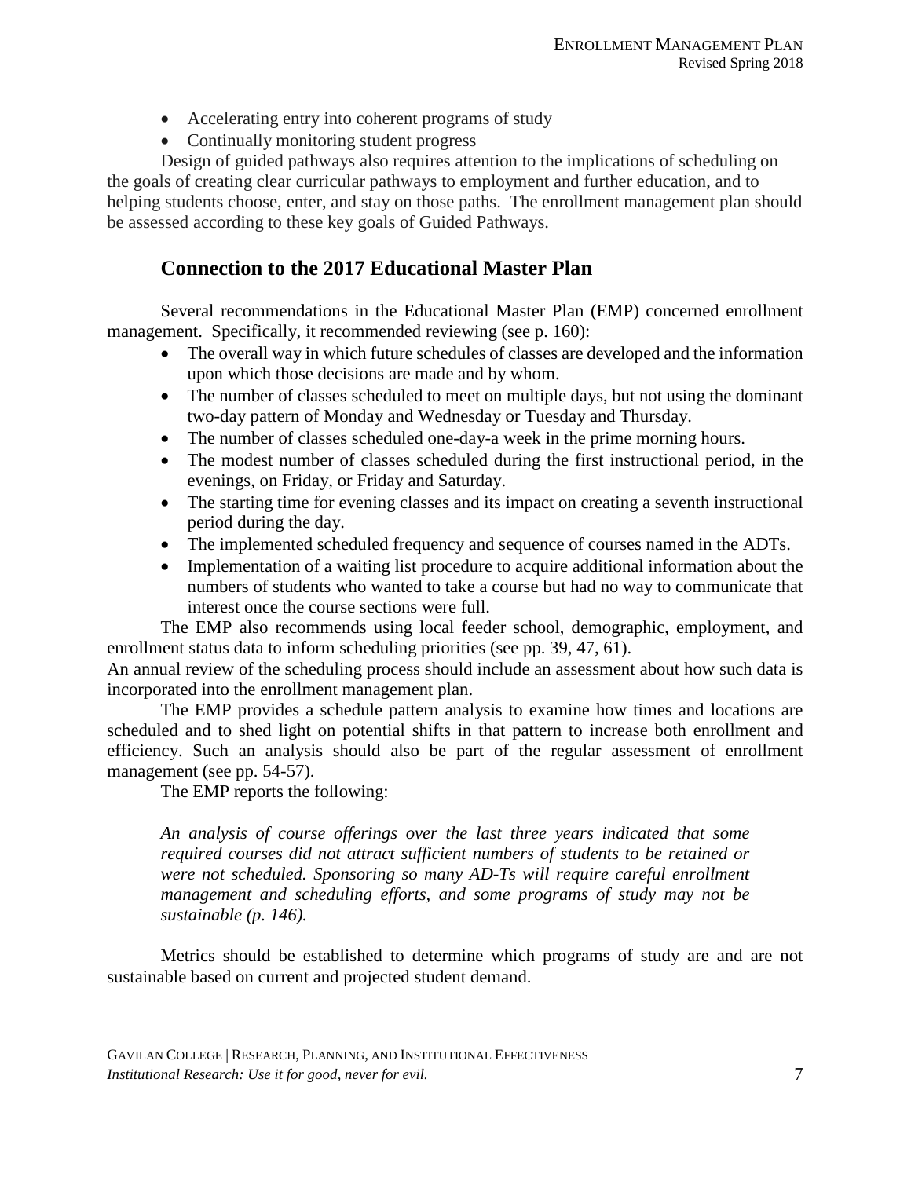- Accelerating entry into coherent programs of study
- Continually monitoring student progress

Design of guided pathways also requires attention to the implications of scheduling on the goals of creating clear curricular pathways to employment and further education, and to helping students choose, enter, and stay on those paths. The enrollment management plan should be assessed according to these key goals of Guided Pathways.

## Connection to the 2017 Educational Master Plan

Several recommendations in the Educational Master Plan (EMP) concerned enrollment management. Specifically, it recommended reviewing (see p. 160):

- The overall way in which future schedules of classes are developed and the information upon which those decisions are made and by whom.
- The number of classes scheduled to meet on multiple days, but not using the dominant two-day pattern of Monday and Wednesday or Tuesday and Thursday.
- The number of classes scheduled one-day-a week in the prime morning hours.
- The modest number of classes scheduled during the first instructional period, in the evenings, on Friday, or Friday and Saturday.
- The starting time for evening classes and its impact on creating a seventh instructional period during the day.
- The implemented scheduled frequency and sequence of courses named in the ADTs.
- Implementation of a waiting list procedure to acquire additional information about the numbers of students who wanted to take a course but had no way to communicate that interest once the course sections were full.

The EMP also recommends using local feeder school, demographic, employment, and enrollment status data to inform scheduling priorities (see pp. 39, 47, 61).
An annual review of the scheduling process should include an assessment about how such data is incorporated into the enrollment management plan.

The EMP provides a schedule pattern analysis to examine how times and locations are scheduled and to shed light on potential shifts in that pattern to increase both enrollment and efficiency. Such an analysis should also be part of the regular assessment of enrollment management (see pp. 54-57).

The EMP reports the following:

> *An analysis of course offerings over the last three years indicated that some required courses did not attract sufficient numbers of students to be retained or were not scheduled. Sponsoring so many AD-Ts will require careful enrollment management and scheduling efforts, and some programs of study may not be sustainable (p. 146).*

Metrics should be established to determine which programs of study are and are not sustainable based on current and projected student demand.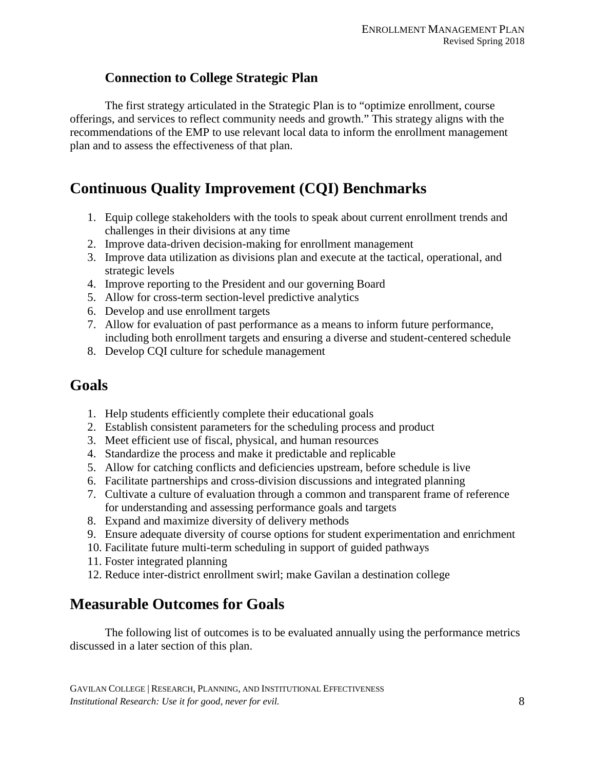### Connection to College Strategic Plan

The first strategy articulated in the Strategic Plan is to "optimize enrollment, course offerings, and services to reflect community needs and growth." This strategy aligns with the recommendations of the EMP to use relevant local data to inform the enrollment management plan and to assess the effectiveness of that plan.

## Continuous Quality Improvement (CQI) Benchmarks

1. Equip college stakeholders with the tools to speak about current enrollment trends and challenges in their divisions at any time
2. Improve data-driven decision-making for enrollment management
3. Improve data utilization as divisions plan and execute at the tactical, operational, and strategic levels
4. Improve reporting to the President and our governing Board
5. Allow for cross-term section-level predictive analytics
6. Develop and use enrollment targets
7. Allow for evaluation of past performance as a means to inform future performance, including both enrollment targets and ensuring a diverse and student-centered schedule
8. Develop CQI culture for schedule management

## Goals

1. Help students efficiently complete their educational goals
2. Establish consistent parameters for the scheduling process and product
3. Meet efficient use of fiscal, physical, and human resources
4. Standardize the process and make it predictable and replicable
5. Allow for catching conflicts and deficiencies upstream, before schedule is live
6. Facilitate partnerships and cross-division discussions and integrated planning
7. Cultivate a culture of evaluation through a common and transparent frame of reference for understanding and assessing performance goals and targets
8. Expand and maximize diversity of delivery methods
9. Ensure adequate diversity of course options for student experimentation and enrichment
10. Facilitate future multi-term scheduling in support of guided pathways
11. Foster integrated planning
12. Reduce inter-district enrollment swirl; make Gavilan a destination college

## Measurable Outcomes for Goals

The following list of outcomes is to be evaluated annually using the performance metrics discussed in a later section of this plan.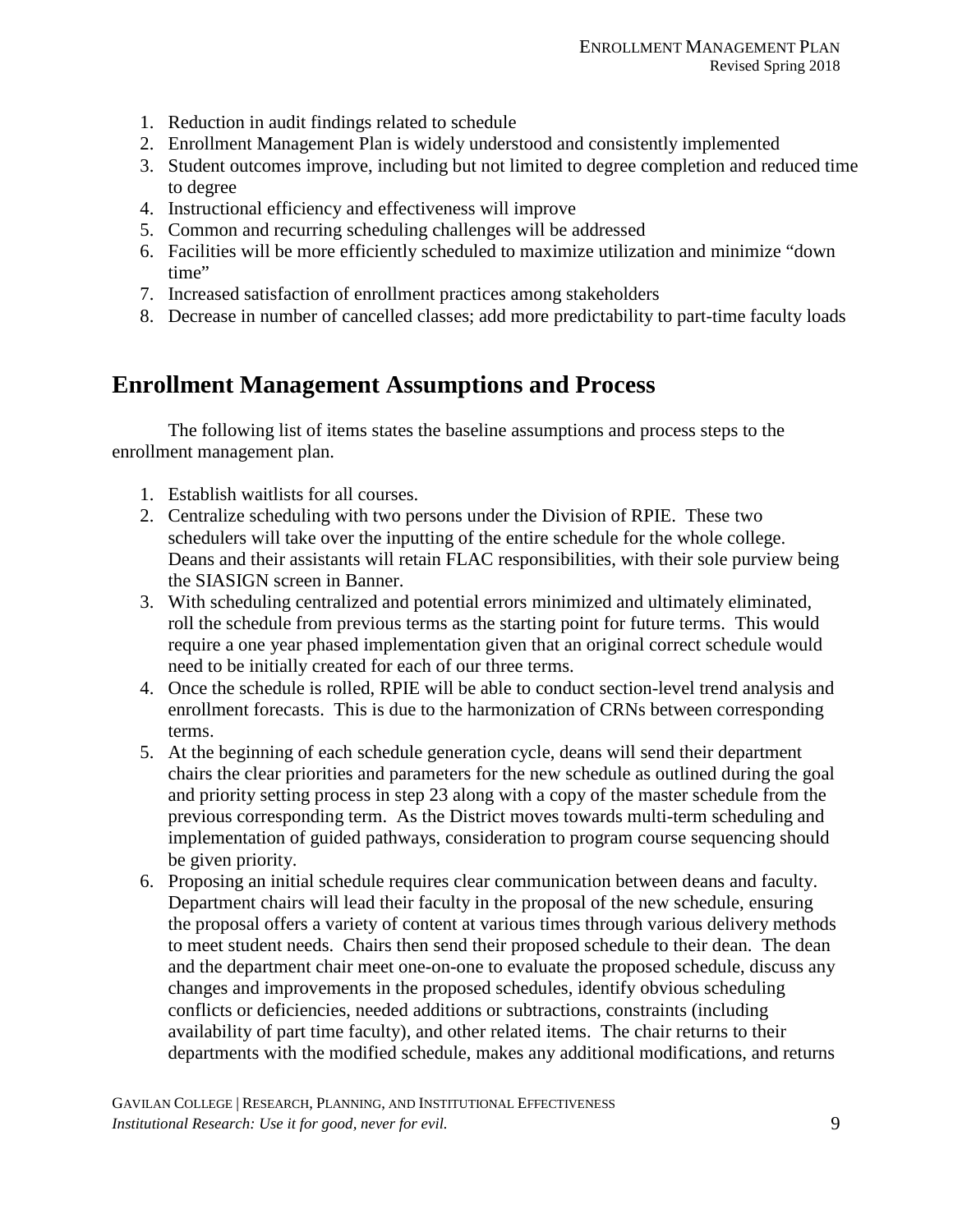1. Reduction in audit findings related to schedule
2. Enrollment Management Plan is widely understood and consistently implemented
3. Student outcomes improve, including but not limited to degree completion and reduced time to degree
4. Instructional efficiency and effectiveness will improve
5. Common and recurring scheduling challenges will be addressed
6. Facilities will be more efficiently scheduled to maximize utilization and minimize "down time"
7. Increased satisfaction of enrollment practices among stakeholders
8. Decrease in number of cancelled classes; add more predictability to part-time faculty loads

## Enrollment Management Assumptions and Process

The following list of items states the baseline assumptions and process steps to the enrollment management plan.

1. Establish waitlists for all courses.
2. Centralize scheduling with two persons under the Division of RPIE. These two schedulers will take over the inputting of the entire schedule for the whole college. Deans and their assistants will retain FLAC responsibilities, with their sole purview being the SIASIGN screen in Banner.
3. With scheduling centralized and potential errors minimized and ultimately eliminated, roll the schedule from previous terms as the starting point for future terms. This would require a one year phased implementation given that an original correct schedule would need to be initially created for each of our three terms.
4. Once the schedule is rolled, RPIE will be able to conduct section-level trend analysis and enrollment forecasts. This is due to the harmonization of CRNs between corresponding terms.
5. At the beginning of each schedule generation cycle, deans will send their department chairs the clear priorities and parameters for the new schedule as outlined during the goal and priority setting process in step 23 along with a copy of the master schedule from the previous corresponding term. As the District moves towards multi-term scheduling and implementation of guided pathways, consideration to program course sequencing should be given priority.
6. Proposing an initial schedule requires clear communication between deans and faculty. Department chairs will lead their faculty in the proposal of the new schedule, ensuring the proposal offers a variety of content at various times through various delivery methods to meet student needs. Chairs then send their proposed schedule to their dean. The dean and the department chair meet one-on-one to evaluate the proposed schedule, discuss any changes and improvements in the proposed schedules, identify obvious scheduling conflicts or deficiencies, needed additions or subtractions, constraints (including availability of part time faculty), and other related items. The chair returns to their departments with the modified schedule, makes any additional modifications, and returns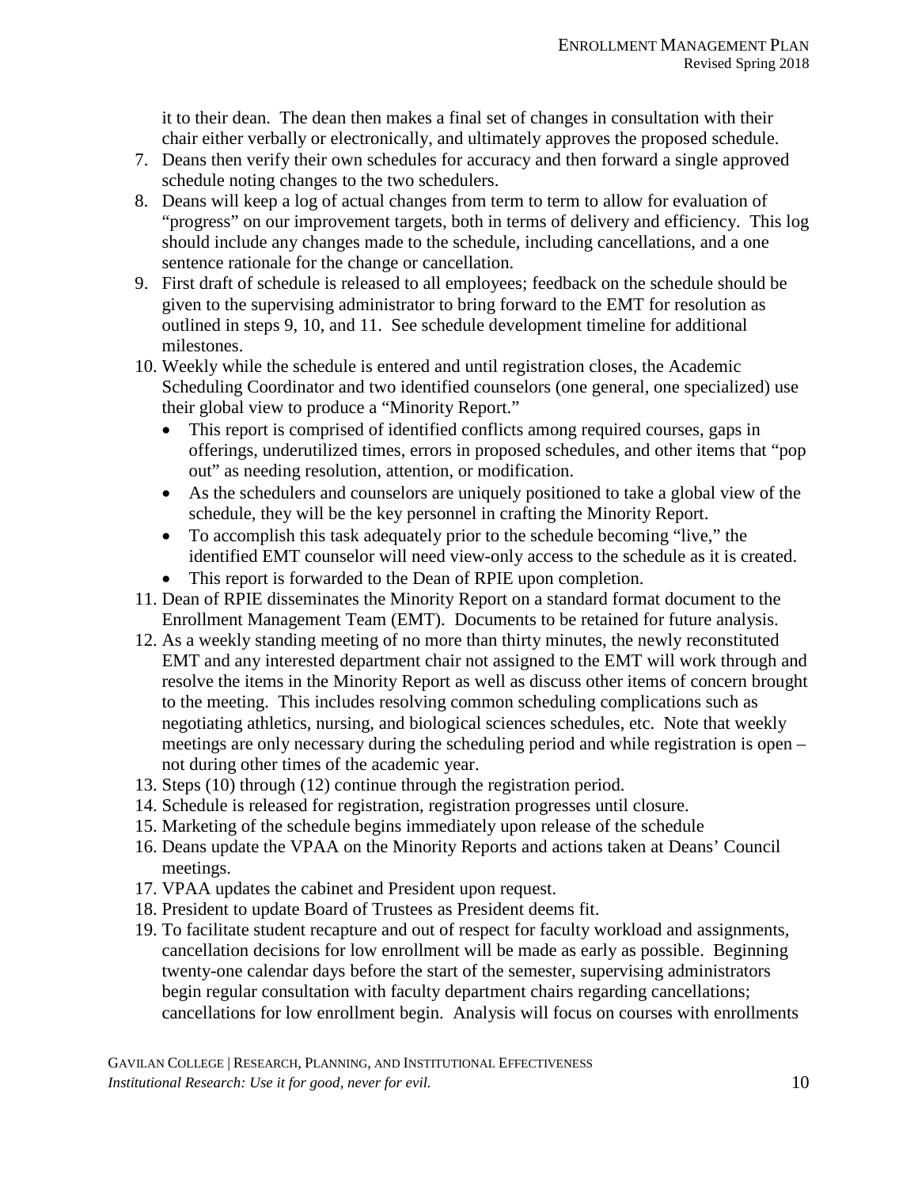it to their dean. The dean then makes a final set of changes in consultation with their chair either verbally or electronically, and ultimately approves the proposed schedule.

7. Deans then verify their own schedules for accuracy and then forward a single approved schedule noting changes to the two schedulers.
8. Deans will keep a log of actual changes from term to term to allow for evaluation of "progress" on our improvement targets, both in terms of delivery and efficiency. This log should include any changes made to the schedule, including cancellations, and a one sentence rationale for the change or cancellation.
9. First draft of schedule is released to all employees; feedback on the schedule should be given to the supervising administrator to bring forward to the EMT for resolution as outlined in steps 9, 10, and 11. See schedule development timeline for additional milestones.
10. Weekly while the schedule is entered and until registration closes, the Academic Scheduling Coordinator and two identified counselors (one general, one specialized) use their global view to produce a "Minority Report."
    - This report is comprised of identified conflicts among required courses, gaps in offerings, underutilized times, errors in proposed schedules, and other items that "pop out" as needing resolution, attention, or modification.
    - As the schedulers and counselors are uniquely positioned to take a global view of the schedule, they will be the key personnel in crafting the Minority Report.
    - To accomplish this task adequately prior to the schedule becoming "live," the identified EMT counselor will need view-only access to the schedule as it is created.
    - This report is forwarded to the Dean of RPIE upon completion.
11. Dean of RPIE disseminates the Minority Report on a standard format document to the Enrollment Management Team (EMT). Documents to be retained for future analysis.
12. As a weekly standing meeting of no more than thirty minutes, the newly reconstituted EMT and any interested department chair not assigned to the EMT will work through and resolve the items in the Minority Report as well as discuss other items of concern brought to the meeting. This includes resolving common scheduling complications such as negotiating athletics, nursing, and biological sciences schedules, etc. Note that weekly meetings are only necessary during the scheduling period and while registration is open – not during other times of the academic year.
13. Steps (10) through (12) continue through the registration period.
14. Schedule is released for registration, registration progresses until closure.
15. Marketing of the schedule begins immediately upon release of the schedule
16. Deans update the VPAA on the Minority Reports and actions taken at Deans' Council meetings.
17. VPAA updates the cabinet and President upon request.
18. President to update Board of Trustees as President deems fit.
19. To facilitate student recapture and out of respect for faculty workload and assignments, cancellation decisions for low enrollment will be made as early as possible. Beginning twenty-one calendar days before the start of the semester, supervising administrators begin regular consultation with faculty department chairs regarding cancellations; cancellations for low enrollment begin. Analysis will focus on courses with enrollments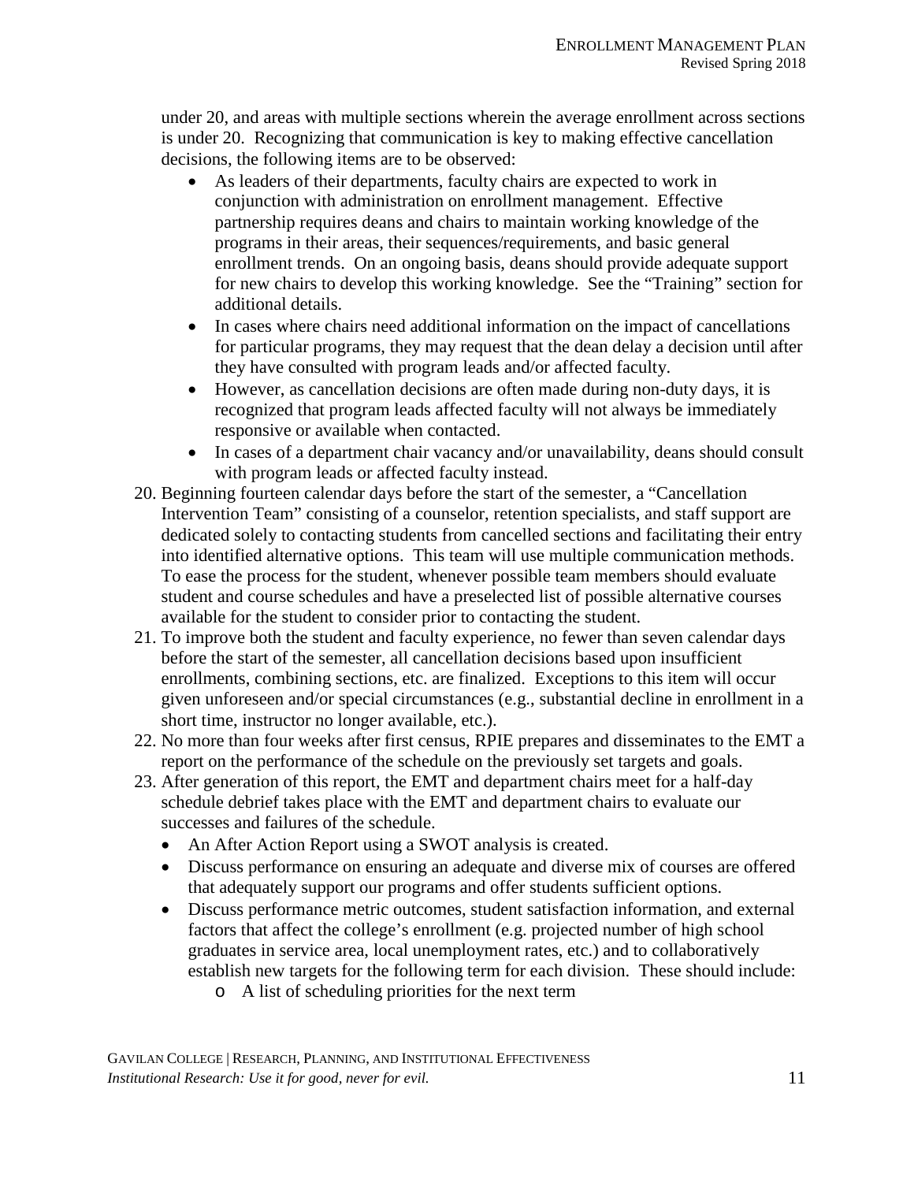under 20, and areas with multiple sections wherein the average enrollment across sections is under 20. Recognizing that communication is key to making effective cancellation decisions, the following items are to be observed:

- As leaders of their departments, faculty chairs are expected to work in conjunction with administration on enrollment management. Effective partnership requires deans and chairs to maintain working knowledge of the programs in their areas, their sequences/requirements, and basic general enrollment trends. On an ongoing basis, deans should provide adequate support for new chairs to develop this working knowledge. See the "Training" section for additional details.
- In cases where chairs need additional information on the impact of cancellations for particular programs, they may request that the dean delay a decision until after they have consulted with program leads and/or affected faculty.
- However, as cancellation decisions are often made during non-duty days, it is recognized that program leads affected faculty will not always be immediately responsive or available when contacted.
- In cases of a department chair vacancy and/or unavailability, deans should consult with program leads or affected faculty instead.

20. Beginning fourteen calendar days before the start of the semester, a "Cancellation Intervention Team" consisting of a counselor, retention specialists, and staff support are dedicated solely to contacting students from cancelled sections and facilitating their entry into identified alternative options. This team will use multiple communication methods. To ease the process for the student, whenever possible team members should evaluate student and course schedules and have a preselected list of possible alternative courses available for the student to consider prior to contacting the student.
21. To improve both the student and faculty experience, no fewer than seven calendar days before the start of the semester, all cancellation decisions based upon insufficient enrollments, combining sections, etc. are finalized. Exceptions to this item will occur given unforeseen and/or special circumstances (e.g., substantial decline in enrollment in a short time, instructor no longer available, etc.).
22. No more than four weeks after first census, RPIE prepares and disseminates to the EMT a report on the performance of the schedule on the previously set targets and goals.
23. After generation of this report, the EMT and department chairs meet for a half-day schedule debrief takes place with the EMT and department chairs to evaluate our successes and failures of the schedule.
    - An After Action Report using a SWOT analysis is created.
    - Discuss performance on ensuring an adequate and diverse mix of courses are offered that adequately support our programs and offer students sufficient options.
    - Discuss performance metric outcomes, student satisfaction information, and external factors that affect the college's enrollment (e.g. projected number of high school graduates in service area, local unemployment rates, etc.) and to collaboratively establish new targets for the following term for each division. These should include:
        - A list of scheduling priorities for the next term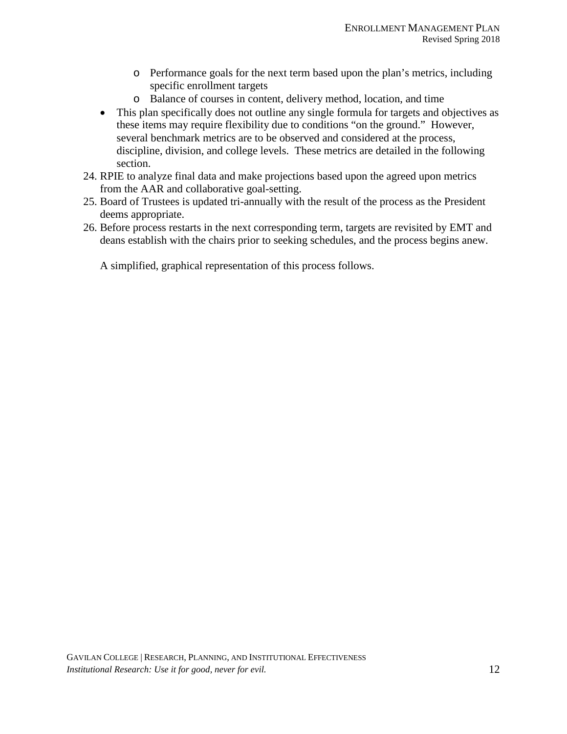- Performance goals for the next term based upon the plan's metrics, including specific enrollment targets
    - Balance of courses in content, delivery method, location, and time
  - This plan specifically does not outline any single formula for targets and objectives as these items may require flexibility due to conditions "on the ground." However, several benchmark metrics are to be observed and considered at the process, discipline, division, and college levels. These metrics are detailed in the following section.

24. RPIE to analyze final data and make projections based upon the agreed upon metrics from the AAR and collaborative goal-setting.
25. Board of Trustees is updated tri-annually with the result of the process as the President deems appropriate.
26. Before process restarts in the next corresponding term, targets are revisited by EMT and deans establish with the chairs prior to seeking schedules, and the process begins anew.

A simplified, graphical representation of this process follows.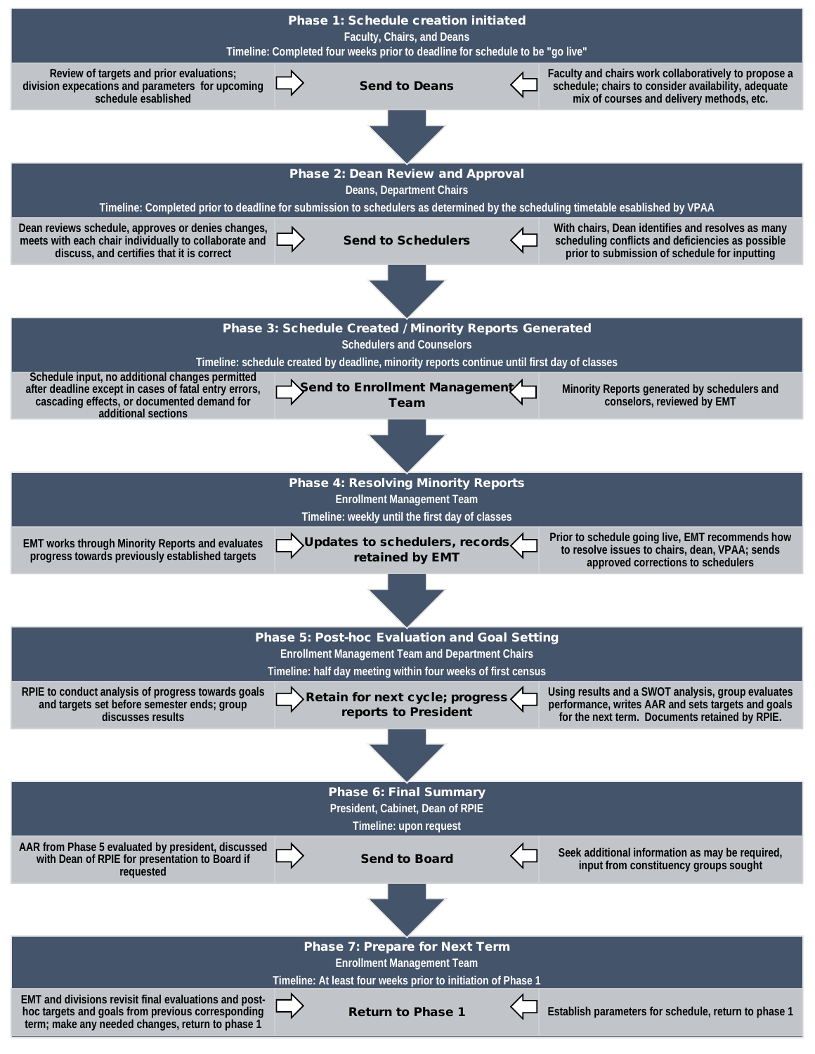## Phase 1: Schedule creation initiated

Faculty, Chairs, and Deans

Timeline: Completed four weeks prior to deadline for schedule to be "go live"

| | | |
|---|---|---|
| Review of targets and prior evaluations; division expecations and parameters for upcoming schedule esablished ⇨ | **Send to Deans** | ⇦ Faculty and chairs work collaboratively to propose a schedule; chairs to consider availability, adequate mix of courses and delivery methods, etc. |

⬇

## Phase 2: Dean Review and Approval

Deans, Department Chairs

Timeline: Completed prior to deadline for submission to schedulers as determined by the scheduling timetable esablished by VPAA

| | | |
|---|---|---|
| Dean reviews schedule, approves or denies changes, meets with each chair individually to collaborate and discuss, and certifies that it is correct ⇨ | **Send to Schedulers** | ⇦ With chairs, Dean identifies and resolves as many scheduling conflicts and deficiencies as possible prior to submission of schedule for inputting |

⬇

## Phase 3: Schedule Created / Minority Reports Generated

Schedulers and Counselors

Timeline: schedule created by deadline, minority reports continue until first day of classes

| | | |
|---|---|---|
| Schedule input, no additional changes permitted after deadline except in cases of fatal entry errors, cascading effects, or documented demand for additional sections ⇨ | **Send to Enrollment Management Team** | ⇦ Minority Reports generated by schedulers and conselors, reviewed by EMT |

⬇

## Phase 4: Resolving Minority Reports

Enrollment Management Team

Timeline: weekly until the first day of classes

| | | |
|---|---|---|
| EMT works through Minority Reports and evaluates progress towards previously established targets ⇨ | **Updates to schedulers, records retained by EMT** | ⇦ Prior to schedule going live, EMT recommends how to resolve issues to chairs, dean, VPAA; sends approved corrections to schedulers |

⬇

## Phase 5: Post-hoc Evaluation and Goal Setting

Enrollment Management Team and Department Chairs

Timeline: half day meeting within four weeks of first census

| | | |
|---|---|---|
| RPIE to conduct analysis of progress towards goals and targets set before semester ends; group discusses results ⇨ | **Retain for next cycle; progress reports to President** | ⇦ Using results and a SWOT analysis, group evaluates performance, writes AAR and sets targets and goals for the next term. Documents retained by RPIE. |

⬇

## Phase 6: Final Summary

President, Cabinet, Dean of RPIE

Timeline: upon request

| | | |
|---|---|---|
| AAR from Phase 5 evaluated by president, discussed with Dean of RPIE for presentation to Board if requested ⇨ | **Send to Board** | ⇦ Seek additional information as may be required, input from constituency groups sought |

⬇

## Phase 7: Prepare for Next Term

Enrollment Management Team

Timeline: At least four weeks prior to initiation of Phase 1

| | | |
|---|---|---|
| EMT and divisions revisit final evaluations and post-hoc targets and goals from previous corresponding term; make any needed changes, return to phase 1 ⇨ | **Return to Phase 1** | ⇦ Establish parameters for schedule, return to phase 1 |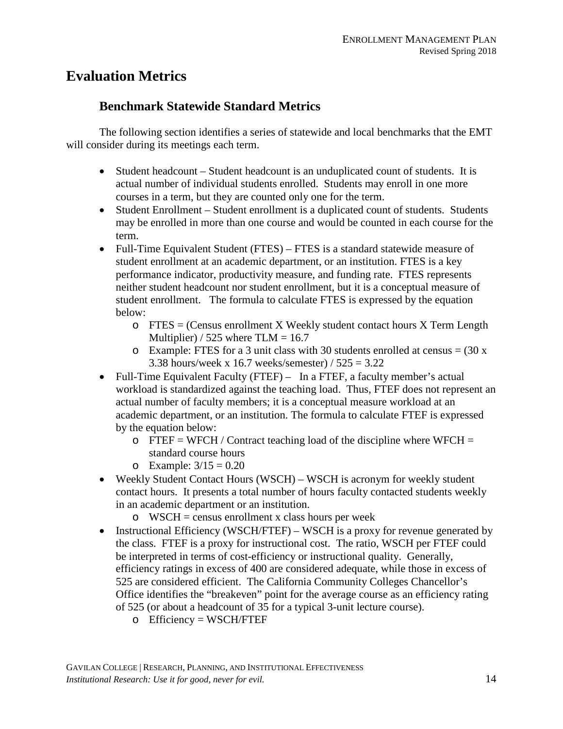# Evaluation Metrics

## Benchmark Statewide Standard Metrics

The following section identifies a series of statewide and local benchmarks that the EMT will consider during its meetings each term.

- Student headcount – Student headcount is an unduplicated count of students. It is actual number of individual students enrolled. Students may enroll in one more courses in a term, but they are counted only one for the term.
- Student Enrollment – Student enrollment is a duplicated count of students. Students may be enrolled in more than one course and would be counted in each course for the term.
- Full-Time Equivalent Student (FTES) – FTES is a standard statewide measure of student enrollment at an academic department, or an institution. FTES is a key performance indicator, productivity measure, and funding rate. FTES represents neither student headcount nor student enrollment, but it is a conceptual measure of student enrollment. The formula to calculate FTES is expressed by the equation below:
  - FTES = (Census enrollment X Weekly student contact hours X Term Length Multiplier) / 525 where TLM = 16.7
  - Example: FTES for a 3 unit class with 30 students enrolled at census = (30 x 3.38 hours/week x 16.7 weeks/semester) / 525 = 3.22
- Full-Time Equivalent Faculty (FTEF) – In a FTEF, a faculty member's actual workload is standardized against the teaching load. Thus, FTEF does not represent an actual number of faculty members; it is a conceptual measure workload at an academic department, or an institution. The formula to calculate FTEF is expressed by the equation below:
  - FTEF = WFCH / Contract teaching load of the discipline where WFCH = standard course hours
  - Example: 3/15 = 0.20
- Weekly Student Contact Hours (WSCH) – WSCH is acronym for weekly student contact hours. It presents a total number of hours faculty contacted students weekly in an academic department or an institution.
  - WSCH = census enrollment x class hours per week
- Instructional Efficiency (WSCH/FTEF) – WSCH is a proxy for revenue generated by the class. FTEF is a proxy for instructional cost. The ratio, WSCH per FTEF could be interpreted in terms of cost-efficiency or instructional quality. Generally, efficiency ratings in excess of 400 are considered adequate, while those in excess of 525 are considered efficient. The California Community Colleges Chancellor's Office identifies the "breakeven" point for the average course as an efficiency rating of 525 (or about a headcount of 35 for a typical 3-unit lecture course).
  - Efficiency = WSCH/FTEF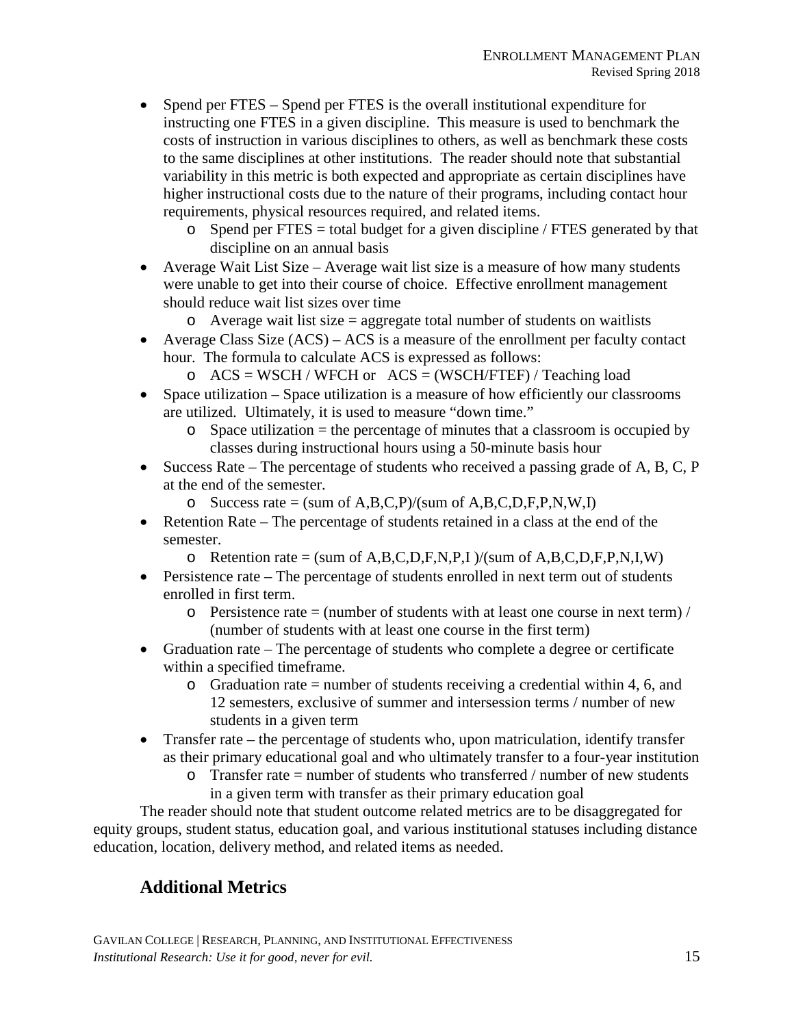- Spend per FTES – Spend per FTES is the overall institutional expenditure for instructing one FTES in a given discipline. This measure is used to benchmark the costs of instruction in various disciplines to others, as well as benchmark these costs to the same disciplines at other institutions. The reader should note that substantial variability in this metric is both expected and appropriate as certain disciplines have higher instructional costs due to the nature of their programs, including contact hour requirements, physical resources required, and related items.
  - Spend per FTES = total budget for a given discipline / FTES generated by that discipline on an annual basis
- Average Wait List Size – Average wait list size is a measure of how many students were unable to get into their course of choice. Effective enrollment management should reduce wait list sizes over time
  - Average wait list size = aggregate total number of students on waitlists
- Average Class Size (ACS) – ACS is a measure of the enrollment per faculty contact hour. The formula to calculate ACS is expressed as follows:
  - ACS = WSCH / WFCH or ACS = (WSCH/FTEF) / Teaching load
- Space utilization – Space utilization is a measure of how efficiently our classrooms are utilized. Ultimately, it is used to measure "down time."
  - Space utilization = the percentage of minutes that a classroom is occupied by classes during instructional hours using a 50-minute basis hour
- Success Rate – The percentage of students who received a passing grade of A, B, C, P at the end of the semester.
  - Success rate = (sum of A,B,C,P)/(sum of A,B,C,D,F,P,N,W,I)
- Retention Rate – The percentage of students retained in a class at the end of the semester.
  - Retention rate = (sum of A,B,C,D,F,N,P,I )/(sum of A,B,C,D,F,P,N,I,W)
- Persistence rate – The percentage of students enrolled in next term out of students enrolled in first term.
  - Persistence rate = (number of students with at least one course in next term) / (number of students with at least one course in the first term)
- Graduation rate – The percentage of students who complete a degree or certificate within a specified timeframe.
  - Graduation rate = number of students receiving a credential within 4, 6, and 12 semesters, exclusive of summer and intersession terms / number of new students in a given term
- Transfer rate – the percentage of students who, upon matriculation, identify transfer as their primary educational goal and who ultimately transfer to a four-year institution
  - Transfer rate = number of students who transferred / number of new students in a given term with transfer as their primary education goal

The reader should note that student outcome related metrics are to be disaggregated for equity groups, student status, education goal, and various institutional statuses including distance education, location, delivery method, and related items as needed.

## Additional Metrics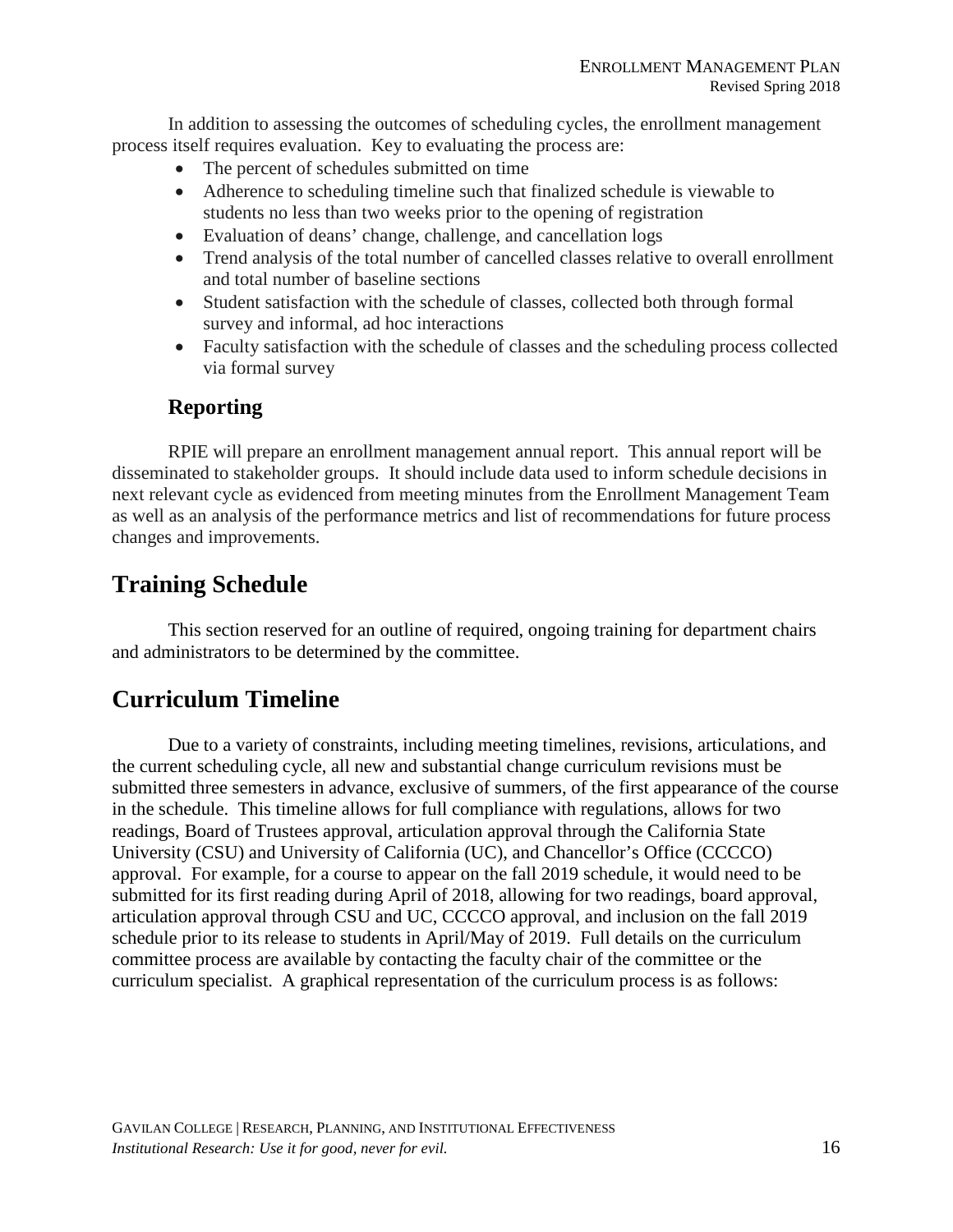In addition to assessing the outcomes of scheduling cycles, the enrollment management process itself requires evaluation. Key to evaluating the process are:

- The percent of schedules submitted on time
- Adherence to scheduling timeline such that finalized schedule is viewable to students no less than two weeks prior to the opening of registration
- Evaluation of deans' change, challenge, and cancellation logs
- Trend analysis of the total number of cancelled classes relative to overall enrollment and total number of baseline sections
- Student satisfaction with the schedule of classes, collected both through formal survey and informal, ad hoc interactions
- Faculty satisfaction with the schedule of classes and the scheduling process collected via formal survey

### Reporting

RPIE will prepare an enrollment management annual report. This annual report will be disseminated to stakeholder groups. It should include data used to inform schedule decisions in next relevant cycle as evidenced from meeting minutes from the Enrollment Management Team as well as an analysis of the performance metrics and list of recommendations for future process changes and improvements.

## Training Schedule

This section reserved for an outline of required, ongoing training for department chairs and administrators to be determined by the committee.

## Curriculum Timeline

Due to a variety of constraints, including meeting timelines, revisions, articulations, and the current scheduling cycle, all new and substantial change curriculum revisions must be submitted three semesters in advance, exclusive of summers, of the first appearance of the course in the schedule. This timeline allows for full compliance with regulations, allows for two readings, Board of Trustees approval, articulation approval through the California State University (CSU) and University of California (UC), and Chancellor's Office (CCCCO) approval. For example, for a course to appear on the fall 2019 schedule, it would need to be submitted for its first reading during April of 2018, allowing for two readings, board approval, articulation approval through CSU and UC, CCCCO approval, and inclusion on the fall 2019 schedule prior to its release to students in April/May of 2019. Full details on the curriculum committee process are available by contacting the faculty chair of the committee or the curriculum specialist. A graphical representation of the curriculum process is as follows: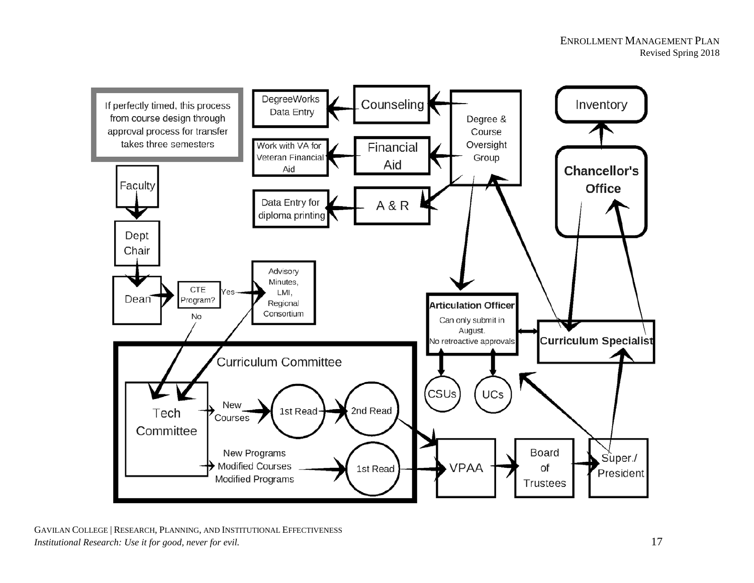If perfectly timed, this process from course design through approval process for transfer takes three semesters

Faculty → Dept Chair → Dean → CTE Program?

- Yes → Advisory Minutes, LMI, Regional Consortium → Tech Committee
- No → Tech Committee

**Curriculum Committee**

- Tech Committee → New Courses → 1st Read → 2nd Read → VPAA
- Tech Committee → New Programs, Modified Courses, Modified Programs → 1st Read → VPAA

VPAA → Board of Trustees → Super./President

Super./President → Curriculum Specialist

Super./President → Articulation Officer

Curriculum Specialist → Chancellor's Office → Inventory

Curriculum Specialist → Degree & Course Oversight Group

Chancellor's Office → Curriculum Specialist

**Articulation Officer**: Can only submit in August. No retroactive approvals

Articulation Officer ↔ Curriculum Specialist

Articulation Officer → CSUs

Articulation Officer → UCs

Degree & Course Oversight Group → Articulation Officer

Degree & Course Oversight Group → Counseling → DegreeWorks Data Entry

Degree & Course Oversight Group → Financial Aid → Work with VA for Veteran Financial Aid

Degree & Course Oversight Group → A & R → Data Entry for diploma printing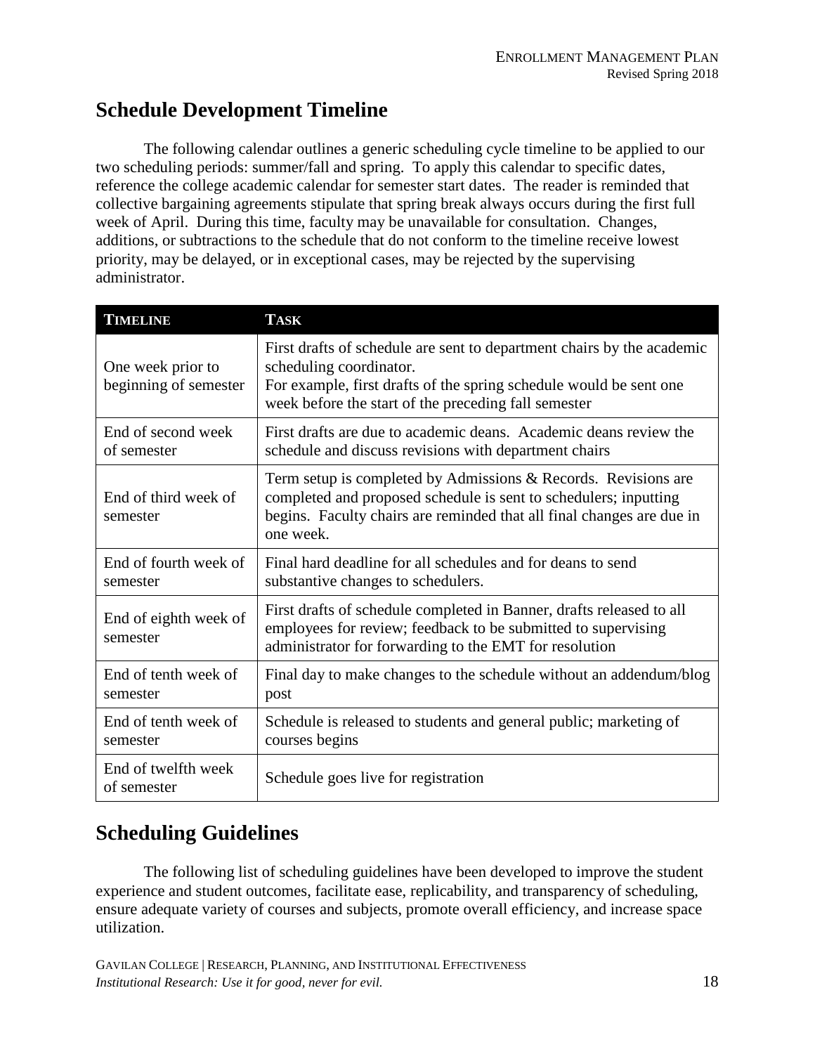## Schedule Development Timeline

The following calendar outlines a generic scheduling cycle timeline to be applied to our two scheduling periods: summer/fall and spring. To apply this calendar to specific dates, reference the college academic calendar for semester start dates. The reader is reminded that collective bargaining agreements stipulate that spring break always occurs during the first full week of April. During this time, faculty may be unavailable for consultation. Changes, additions, or subtractions to the schedule that do not conform to the timeline receive lowest priority, may be delayed, or in exceptional cases, may be rejected by the supervising administrator.

| TIMELINE | TASK |
|---|---|
| One week prior to beginning of semester | First drafts of schedule are sent to department chairs by the academic scheduling coordinator.<br>For example, first drafts of the spring schedule would be sent one week before the start of the preceding fall semester |
| End of second week of semester | First drafts are due to academic deans. Academic deans review the schedule and discuss revisions with department chairs |
| End of third week of semester | Term setup is completed by Admissions & Records. Revisions are completed and proposed schedule is sent to schedulers; inputting begins. Faculty chairs are reminded that all final changes are due in one week. |
| End of fourth week of semester | Final hard deadline for all schedules and for deans to send substantive changes to schedulers. |
| End of eighth week of semester | First drafts of schedule completed in Banner, drafts released to all employees for review; feedback to be submitted to supervising administrator for forwarding to the EMT for resolution |
| End of tenth week of semester | Final day to make changes to the schedule without an addendum/blog post |
| End of tenth week of semester | Schedule is released to students and general public; marketing of courses begins |
| End of twelfth week of semester | Schedule goes live for registration |

## Scheduling Guidelines

The following list of scheduling guidelines have been developed to improve the student experience and student outcomes, facilitate ease, replicability, and transparency of scheduling, ensure adequate variety of courses and subjects, promote overall efficiency, and increase space utilization.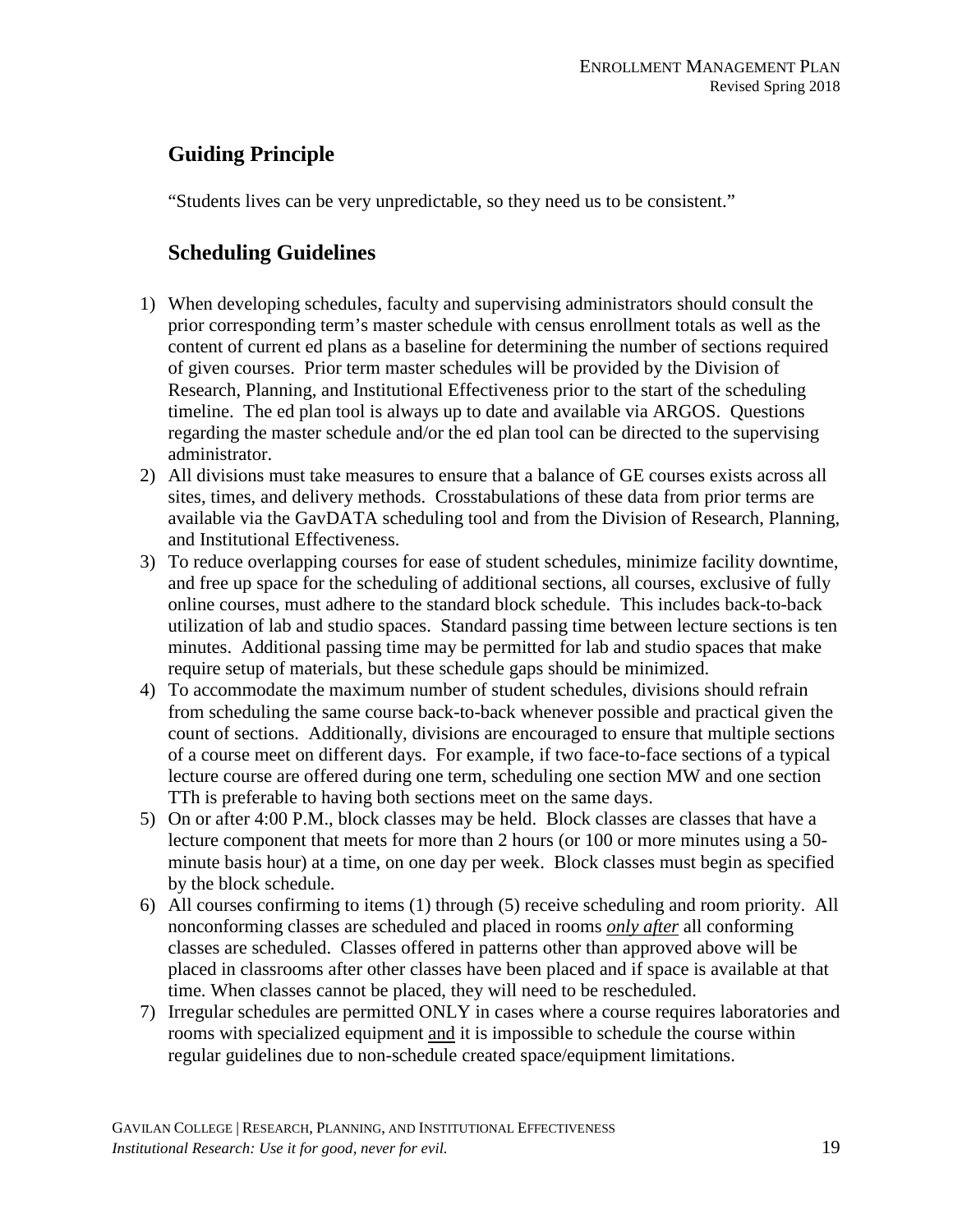## Guiding Principle

"Students lives can be very unpredictable, so they need us to be consistent."

## Scheduling Guidelines

1) When developing schedules, faculty and supervising administrators should consult the prior corresponding term's master schedule with census enrollment totals as well as the content of current ed plans as a baseline for determining the number of sections required of given courses. Prior term master schedules will be provided by the Division of Research, Planning, and Institutional Effectiveness prior to the start of the scheduling timeline. The ed plan tool is always up to date and available via ARGOS. Questions regarding the master schedule and/or the ed plan tool can be directed to the supervising administrator.
2) All divisions must take measures to ensure that a balance of GE courses exists across all sites, times, and delivery methods. Crosstabulations of these data from prior terms are available via the GavDATA scheduling tool and from the Division of Research, Planning, and Institutional Effectiveness.
3) To reduce overlapping courses for ease of student schedules, minimize facility downtime, and free up space for the scheduling of additional sections, all courses, exclusive of fully online courses, must adhere to the standard block schedule. This includes back-to-back utilization of lab and studio spaces. Standard passing time between lecture sections is ten minutes. Additional passing time may be permitted for lab and studio spaces that make require setup of materials, but these schedule gaps should be minimized.
4) To accommodate the maximum number of student schedules, divisions should refrain from scheduling the same course back-to-back whenever possible and practical given the count of sections. Additionally, divisions are encouraged to ensure that multiple sections of a course meet on different days. For example, if two face-to-face sections of a typical lecture course are offered during one term, scheduling one section MW and one section TTh is preferable to having both sections meet on the same days.
5) On or after 4:00 P.M., block classes may be held. Block classes are classes that have a lecture component that meets for more than 2 hours (or 100 or more minutes using a 50-minute basis hour) at a time, on one day per week. Block classes must begin as specified by the block schedule.
6) All courses confirming to items (1) through (5) receive scheduling and room priority. All nonconforming classes are scheduled and placed in rooms ***only after*** all conforming classes are scheduled. Classes offered in patterns other than approved above will be placed in classrooms after other classes have been placed and if space is available at that time. When classes cannot be placed, they will need to be rescheduled.
7) Irregular schedules are permitted ONLY in cases where a course requires laboratories and rooms with specialized equipment and it is impossible to schedule the course within regular guidelines due to non-schedule created space/equipment limitations.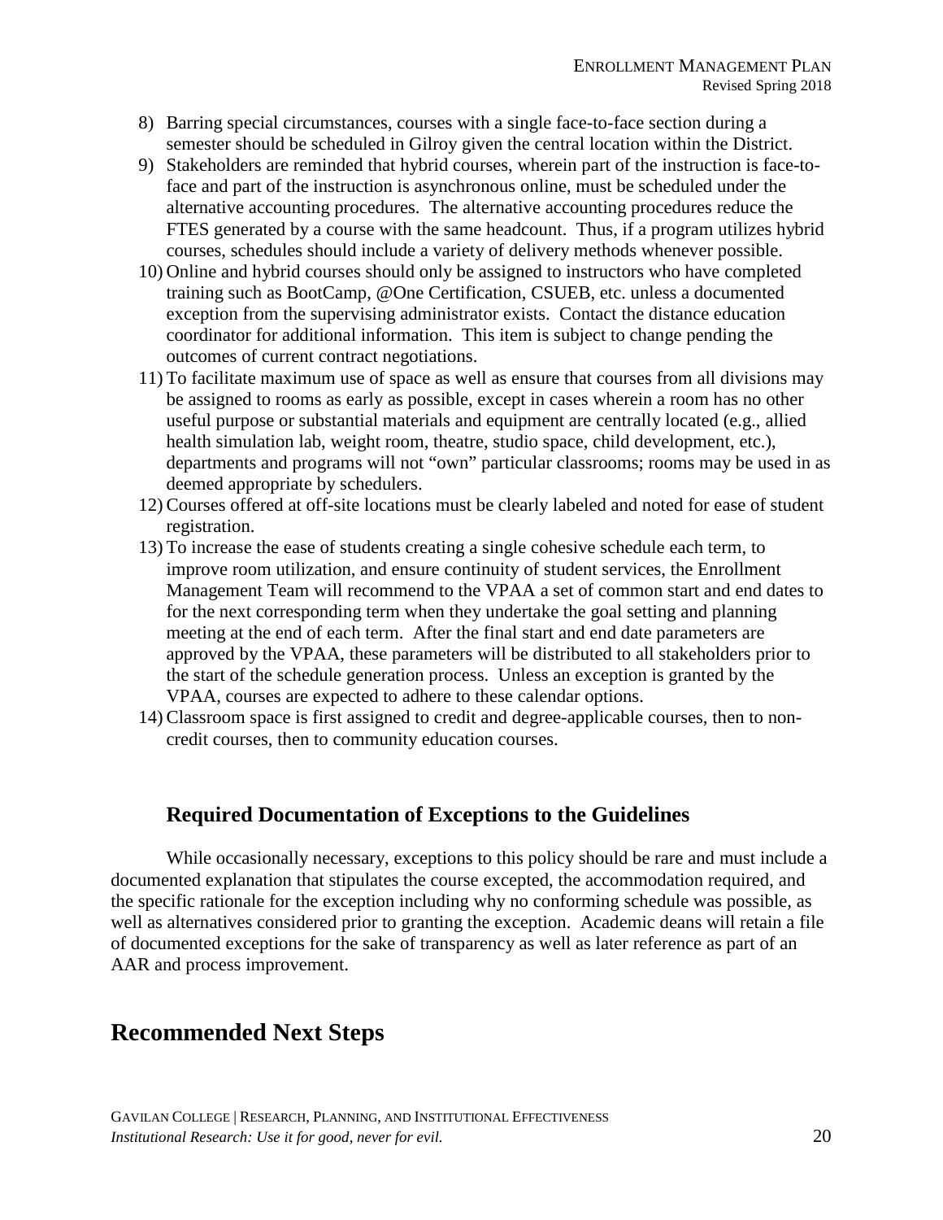8) Barring special circumstances, courses with a single face-to-face section during a semester should be scheduled in Gilroy given the central location within the District.
9) Stakeholders are reminded that hybrid courses, wherein part of the instruction is face-to-face and part of the instruction is asynchronous online, must be scheduled under the alternative accounting procedures. The alternative accounting procedures reduce the FTES generated by a course with the same headcount. Thus, if a program utilizes hybrid courses, schedules should include a variety of delivery methods whenever possible.
10) Online and hybrid courses should only be assigned to instructors who have completed training such as BootCamp, @One Certification, CSUEB, etc. unless a documented exception from the supervising administrator exists. Contact the distance education coordinator for additional information. This item is subject to change pending the outcomes of current contract negotiations.
11) To facilitate maximum use of space as well as ensure that courses from all divisions may be assigned to rooms as early as possible, except in cases wherein a room has no other useful purpose or substantial materials and equipment are centrally located (e.g., allied health simulation lab, weight room, theatre, studio space, child development, etc.), departments and programs will not "own" particular classrooms; rooms may be used in as deemed appropriate by schedulers.
12) Courses offered at off-site locations must be clearly labeled and noted for ease of student registration.
13) To increase the ease of students creating a single cohesive schedule each term, to improve room utilization, and ensure continuity of student services, the Enrollment Management Team will recommend to the VPAA a set of common start and end dates to for the next corresponding term when they undertake the goal setting and planning meeting at the end of each term. After the final start and end date parameters are approved by the VPAA, these parameters will be distributed to all stakeholders prior to the start of the schedule generation process. Unless an exception is granted by the VPAA, courses are expected to adhere to these calendar options.
14) Classroom space is first assigned to credit and degree-applicable courses, then to non-credit courses, then to community education courses.

### Required Documentation of Exceptions to the Guidelines

While occasionally necessary, exceptions to this policy should be rare and must include a documented explanation that stipulates the course excepted, the accommodation required, and the specific rationale for the exception including why no conforming schedule was possible, as well as alternatives considered prior to granting the exception. Academic deans will retain a file of documented exceptions for the sake of transparency as well as later reference as part of an AAR and process improvement.

## Recommended Next Steps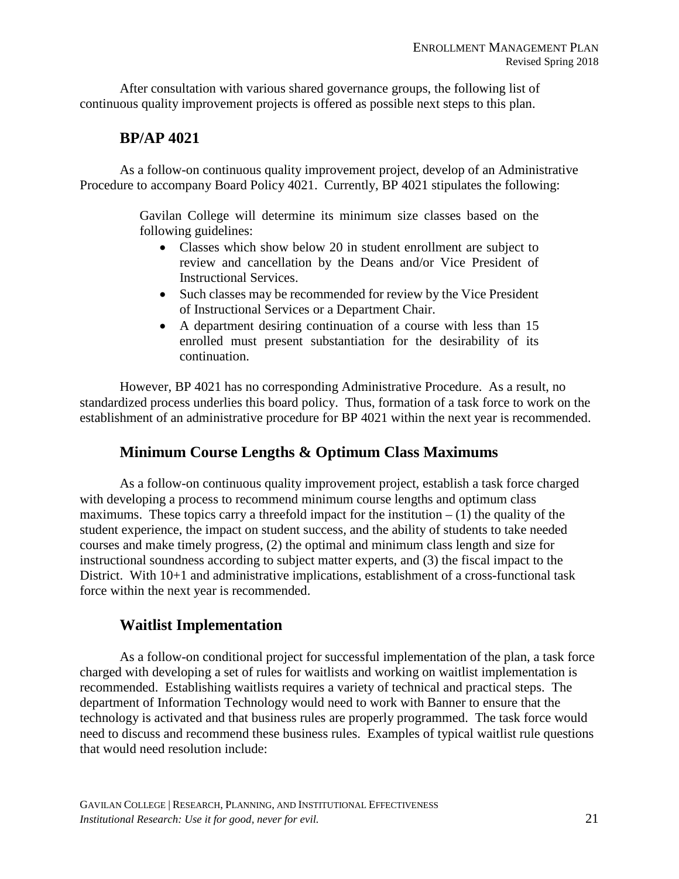After consultation with various shared governance groups, the following list of continuous quality improvement projects is offered as possible next steps to this plan.

## BP/AP 4021

As a follow-on continuous quality improvement project, develop of an Administrative Procedure to accompany Board Policy 4021. Currently, BP 4021 stipulates the following:

> Gavilan College will determine its minimum size classes based on the following guidelines:
>
> - Classes which show below 20 in student enrollment are subject to review and cancellation by the Deans and/or Vice President of Instructional Services.
> - Such classes may be recommended for review by the Vice President of Instructional Services or a Department Chair.
> - A department desiring continuation of a course with less than 15 enrolled must present substantiation for the desirability of its continuation.

However, BP 4021 has no corresponding Administrative Procedure. As a result, no standardized process underlies this board policy. Thus, formation of a task force to work on the establishment of an administrative procedure for BP 4021 within the next year is recommended.

## Minimum Course Lengths & Optimum Class Maximums

As a follow-on continuous quality improvement project, establish a task force charged with developing a process to recommend minimum course lengths and optimum class maximums. These topics carry a threefold impact for the institution – (1) the quality of the student experience, the impact on student success, and the ability of students to take needed courses and make timely progress, (2) the optimal and minimum class length and size for instructional soundness according to subject matter experts, and (3) the fiscal impact to the District. With 10+1 and administrative implications, establishment of a cross-functional task force within the next year is recommended.

## Waitlist Implementation

As a follow-on conditional project for successful implementation of the plan, a task force charged with developing a set of rules for waitlists and working on waitlist implementation is recommended. Establishing waitlists requires a variety of technical and practical steps. The department of Information Technology would need to work with Banner to ensure that the technology is activated and that business rules are properly programmed. The task force would need to discuss and recommend these business rules. Examples of typical waitlist rule questions that would need resolution include: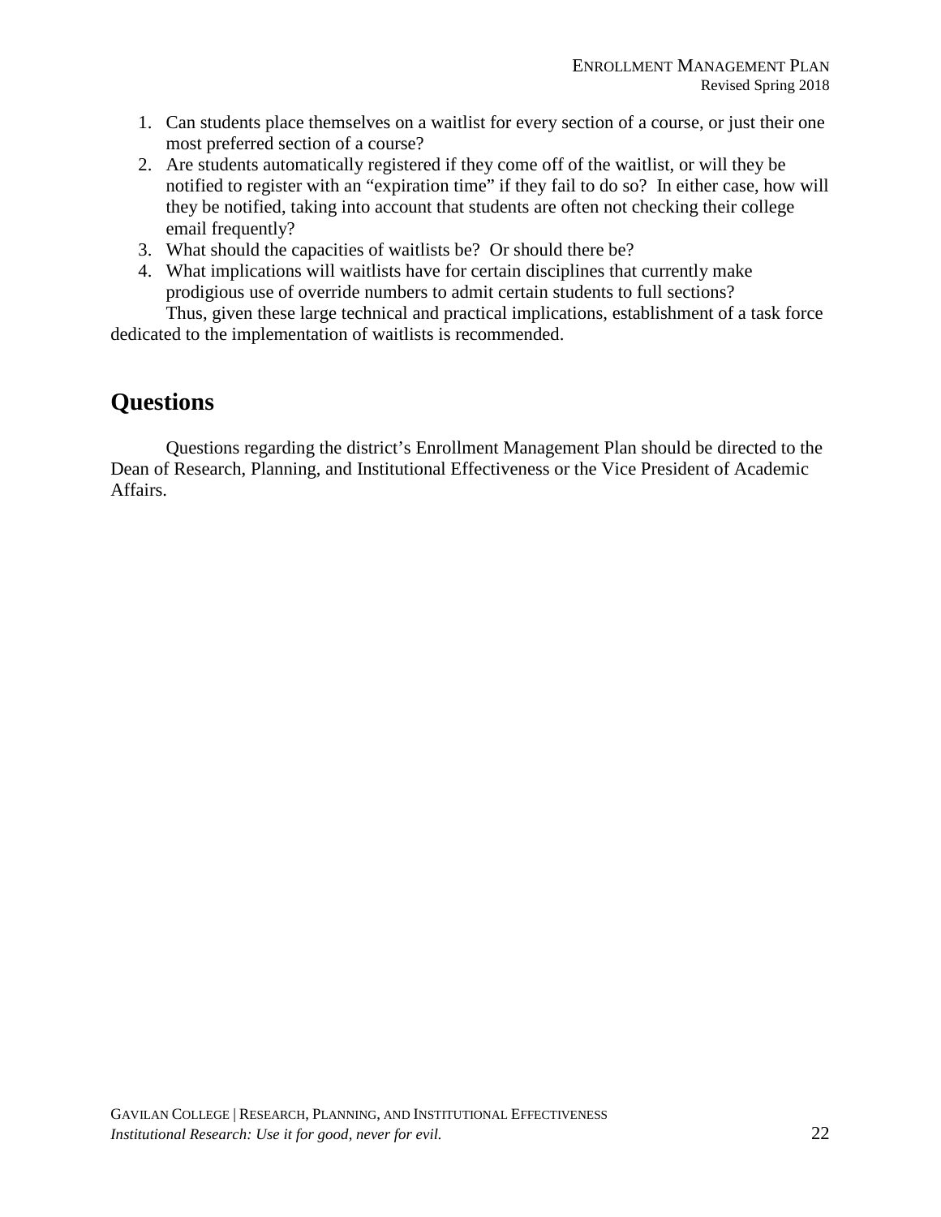1. Can students place themselves on a waitlist for every section of a course, or just their one most preferred section of a course?
2. Are students automatically registered if they come off of the waitlist, or will they be notified to register with an "expiration time" if they fail to do so? In either case, how will they be notified, taking into account that students are often not checking their college email frequently?
3. What should the capacities of waitlists be? Or should there be?
4. What implications will waitlists have for certain disciplines that currently make prodigious use of override numbers to admit certain students to full sections?

Thus, given these large technical and practical implications, establishment of a task force dedicated to the implementation of waitlists is recommended.

## Questions

Questions regarding the district's Enrollment Management Plan should be directed to the Dean of Research, Planning, and Institutional Effectiveness or the Vice President of Academic Affairs.